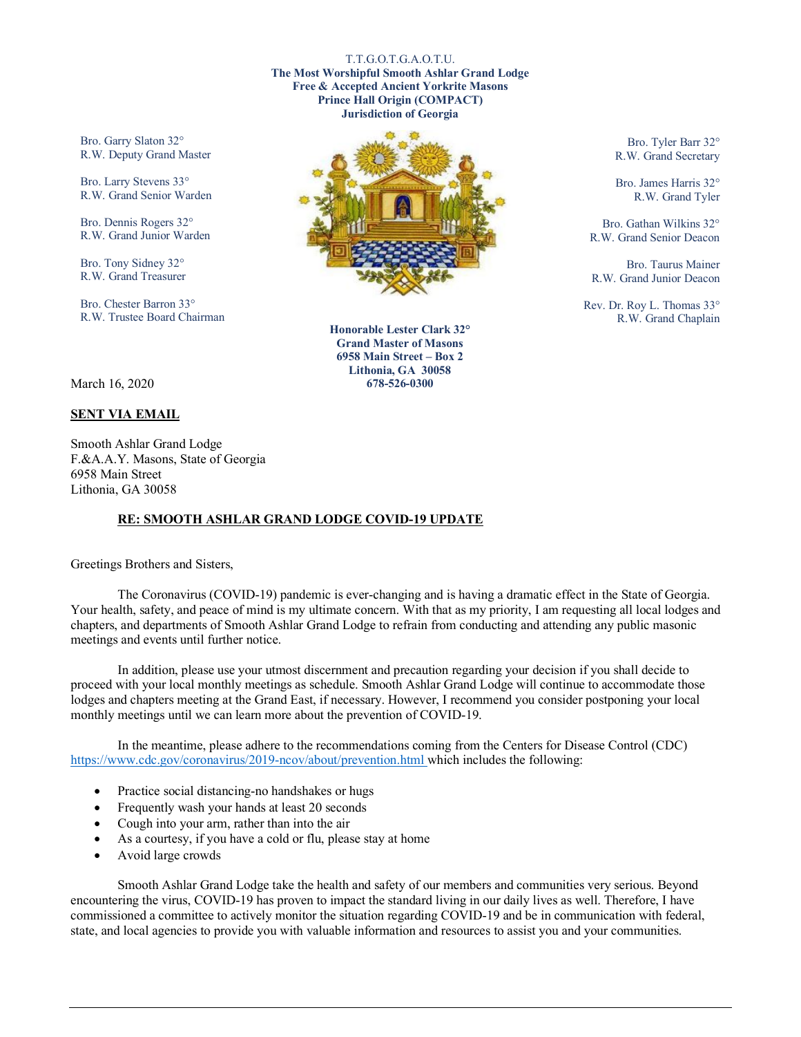T.T.G.O.T.G.A.O.T.U.
**The Most Worshipful Smooth Ashlar Grand Lodge**
**Free & Accepted Ancient Yorkrite Masons**
**Prince Hall Origin (COMPACT)**
**Jurisdiction of Georgia**

Bro. Garry Slaton 32°
R.W. Deputy Grand Master

Bro. Larry Stevens 33°
R.W. Grand Senior Warden

Bro. Dennis Rogers 32°
R.W. Grand Junior Warden

Bro. Tony Sidney 32°
R.W. Grand Treasurer

Bro. Chester Barron 33°
R.W. Trustee Board Chairman

**Honorable Lester Clark 32°**
**Grand Master of Masons**
**6958 Main Street – Box 2**
**Lithonia, GA 30058**
**678-526-0300**

Bro. Tyler Barr 32°
R.W. Grand Secretary

Bro. James Harris 32°
R.W. Grand Tyler

Bro. Gathan Wilkins 32°
R.W. Grand Senior Deacon

Bro. Taurus Mainer
R.W. Grand Junior Deacon

Rev. Dr. Roy L. Thomas 33°
R.W. Grand Chaplain

March 16, 2020

**SENT VIA EMAIL**

Smooth Ashlar Grand Lodge
F.&A.A.Y. Masons, State of Georgia
6958 Main Street
Lithonia, GA 30058

**RE: SMOOTH ASHLAR GRAND LODGE COVID-19 UPDATE**

Greetings Brothers and Sisters,

The Coronavirus (COVID-19) pandemic is ever-changing and is having a dramatic effect in the State of Georgia. Your health, safety, and peace of mind is my ultimate concern. With that as my priority, I am requesting all local lodges and chapters, and departments of Smooth Ashlar Grand Lodge to refrain from conducting and attending any public masonic meetings and events until further notice.

In addition, please use your utmost discernment and precaution regarding your decision if you shall decide to proceed with your local monthly meetings as schedule. Smooth Ashlar Grand Lodge will continue to accommodate those lodges and chapters meeting at the Grand East, if necessary. However, I recommend you consider postponing your local monthly meetings until we can learn more about the prevention of COVID-19.

In the meantime, please adhere to the recommendations coming from the Centers for Disease Control (CDC) https://www.cdc.gov/coronavirus/2019-ncov/about/prevention.html which includes the following:

- Practice social distancing-no handshakes or hugs
- Frequently wash your hands at least 20 seconds
- Cough into your arm, rather than into the air
- As a courtesy, if you have a cold or flu, please stay at home
- Avoid large crowds

Smooth Ashlar Grand Lodge take the health and safety of our members and communities very serious. Beyond encountering the virus, COVID-19 has proven to impact the standard living in our daily lives as well. Therefore, I have commissioned a committee to actively monitor the situation regarding COVID-19 and be in communication with federal, state, and local agencies to provide you with valuable information and resources to assist you and your communities.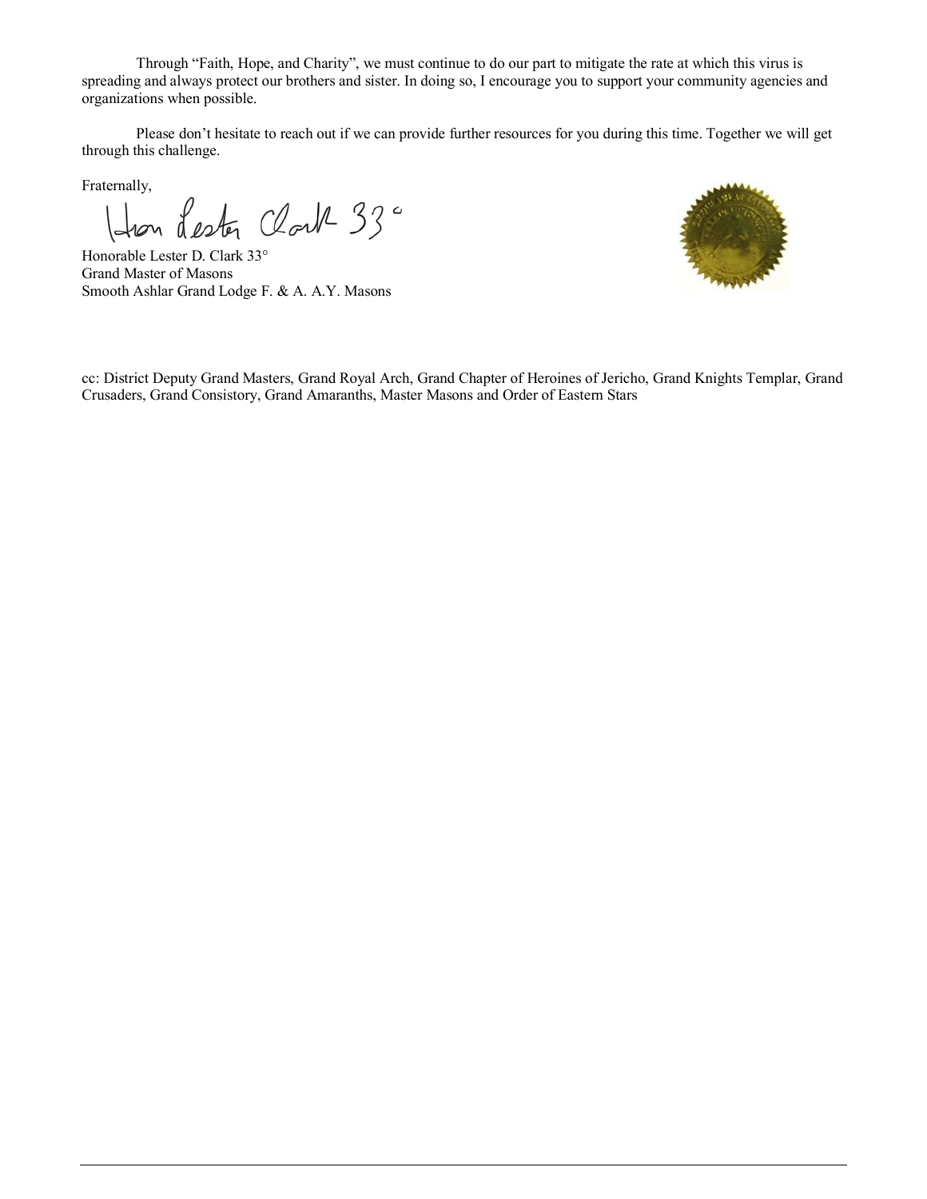Through “Faith, Hope, and Charity”, we must continue to do our part to mitigate the rate at which this virus is spreading and always protect our brothers and sister. In doing so, I encourage you to support your community agencies and organizations when possible.

Please don’t hesitate to reach out if we can provide further resources for you during this time. Together we will get through this challenge.

Fraternally,

Hon Lester Clark 33°

Honorable Lester D. Clark 33°
Grand Master of Masons
Smooth Ashlar Grand Lodge F. & A. A.Y. Masons

cc: District Deputy Grand Masters, Grand Royal Arch, Grand Chapter of Heroines of Jericho, Grand Knights Templar, Grand Crusaders, Grand Consistory, Grand Amaranths, Master Masons and Order of Eastern Stars